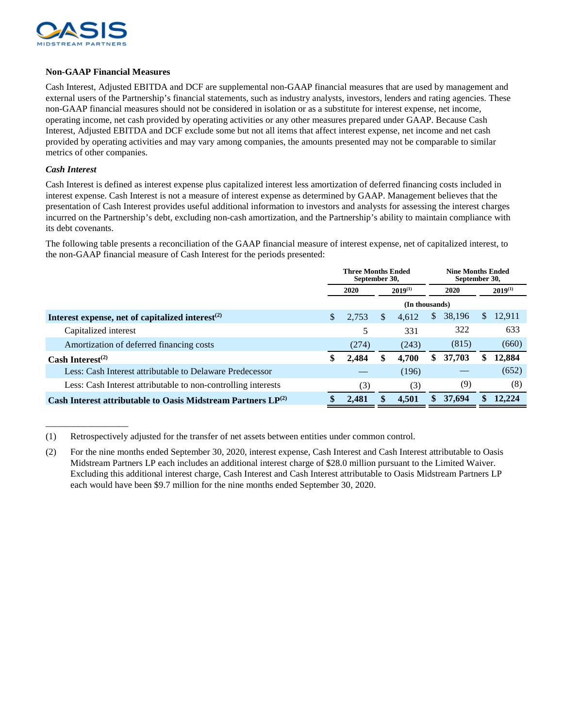## Non-GAAP Financial Measures

Cash Interest, Adjusted EBITDA and DCF are supplemental non-GAAP financial measures that are used by management and external users of the Partnership's financial statements, such as industry analysts, investors, lenders and rating agencies. These non-GAAP financial measures should not be considered in isolation or as a substitute for interest expense, net income, operating income, net cash provided by operating activities or any other measures prepared under GAAP. Because Cash Interest, Adjusted EBITDA and DCF exclude some but not all items that affect interest expense, net income and net cash provided by operating activities and may vary among companies, the amounts presented may not be comparable to similar metrics of other companies.

### *Cash Interest*

Cash Interest is defined as interest expense plus capitalized interest less amortization of deferred financing costs included in interest expense. Cash Interest is not a measure of interest expense as determined by GAAP. Management believes that the presentation of Cash Interest provides useful additional information to investors and analysts for assessing the interest charges incurred on the Partnership's debt, excluding non-cash amortization, and the Partnership's ability to maintain compliance with its debt covenants.

The following table presents a reconciliation of the GAAP financial measure of interest expense, net of capitalized interest, to the non-GAAP financial measure of Cash Interest for the periods presented:

| | Three Months Ended September 30, | | Nine Months Ended September 30, | |
|---|---|---|---|---|
| | 2020 | 2019[1] | 2020 | 2019[1] |
| | (In thousands) | | | |
| **Interest expense, net of capitalized interest[2]** | $ 2,753 | $ 4,612 | $ 38,196 | $ 12,911 |
| Capitalized interest | 5 | 331 | 322 | 633 |
| Amortization of deferred financing costs | (274) | (243) | (815) | (660) |
| **Cash Interest[2]** | **$ 2,484** | **$ 4,700** | **$ 37,703** | **$ 12,884** |
| Less: Cash Interest attributable to Delaware Predecessor | — | (196) | — | (652) |
| Less: Cash Interest attributable to non-controlling interests | (3) | (3) | (9) | (8) |
| **Cash Interest attributable to Oasis Midstream Partners LP[2]** | **$ 2,481** | **$ 4,501** | **$ 37,694** | **$ 12,224** |

---

(1) Retrospectively adjusted for the transfer of net assets between entities under common control.

(2) For the nine months ended September 30, 2020, interest expense, Cash Interest and Cash Interest attributable to Oasis Midstream Partners LP each includes an additional interest charge of $28.0 million pursuant to the Limited Waiver. Excluding this additional interest charge, Cash Interest and Cash Interest attributable to Oasis Midstream Partners LP each would have been $9.7 million for the nine months ended September 30, 2020.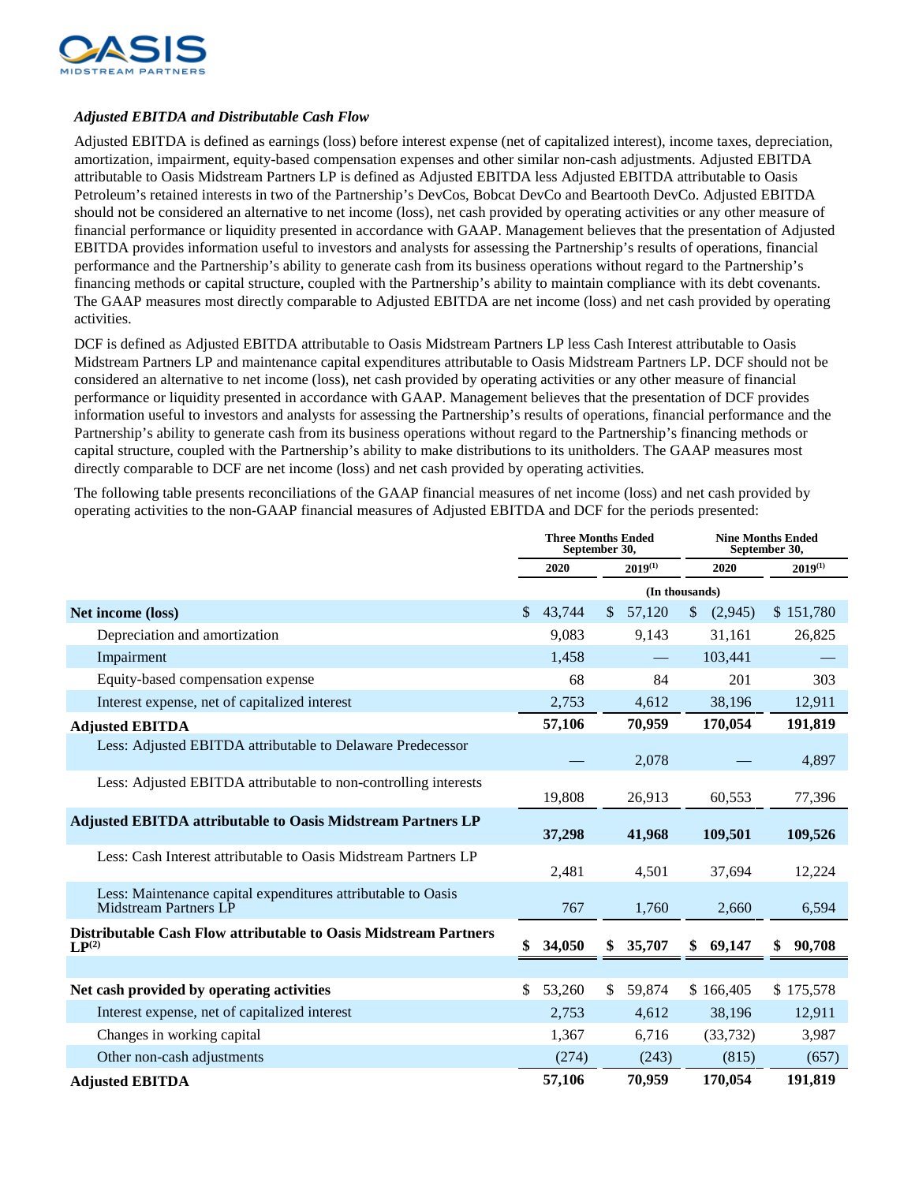### *Adjusted EBITDA and Distributable Cash Flow*

Adjusted EBITDA is defined as earnings (loss) before interest expense (net of capitalized interest), income taxes, depreciation, amortization, impairment, equity-based compensation expenses and other similar non-cash adjustments. Adjusted EBITDA attributable to Oasis Midstream Partners LP is defined as Adjusted EBITDA less Adjusted EBITDA attributable to Oasis Petroleum's retained interests in two of the Partnership's DevCos, Bobcat DevCo and Beartooth DevCo. Adjusted EBITDA should not be considered an alternative to net income (loss), net cash provided by operating activities or any other measure of financial performance or liquidity presented in accordance with GAAP. Management believes that the presentation of Adjusted EBITDA provides information useful to investors and analysts for assessing the Partnership's results of operations, financial performance and the Partnership's ability to generate cash from its business operations without regard to the Partnership's financing methods or capital structure, coupled with the Partnership's ability to maintain compliance with its debt covenants. The GAAP measures most directly comparable to Adjusted EBITDA are net income (loss) and net cash provided by operating activities.

DCF is defined as Adjusted EBITDA attributable to Oasis Midstream Partners LP less Cash Interest attributable to Oasis Midstream Partners LP and maintenance capital expenditures attributable to Oasis Midstream Partners LP. DCF should not be considered an alternative to net income (loss), net cash provided by operating activities or any other measure of financial performance or liquidity presented in accordance with GAAP. Management believes that the presentation of DCF provides information useful to investors and analysts for assessing the Partnership's results of operations, financial performance and the Partnership's ability to generate cash from its business operations without regard to the Partnership's financing methods or capital structure, coupled with the Partnership's ability to make distributions to its unitholders. The GAAP measures most directly comparable to DCF are net income (loss) and net cash provided by operating activities.

The following table presents reconciliations of the GAAP financial measures of net income (loss) and net cash provided by operating activities to the non-GAAP financial measures of Adjusted EBITDA and DCF for the periods presented:

| | Three Months Ended September 30, | | Nine Months Ended September 30, | |
|---|---|---|---|---|
| | 2020 | 2019[1] | 2020 | 2019[1] |
| | (In thousands) | | | |
| **Net income (loss)** | $ 43,744 | $ 57,120 | $ (2,945) | $ 151,780 |
| Depreciation and amortization | 9,083 | 9,143 | 31,161 | 26,825 |
| Impairment | 1,458 | — | 103,441 | — |
| Equity-based compensation expense | 68 | 84 | 201 | 303 |
| Interest expense, net of capitalized interest | 2,753 | 4,612 | 38,196 | 12,911 |
| **Adjusted EBITDA** | **57,106** | **70,959** | **170,054** | **191,819** |
| Less: Adjusted EBITDA attributable to Delaware Predecessor | — | 2,078 | — | 4,897 |
| Less: Adjusted EBITDA attributable to non-controlling interests | 19,808 | 26,913 | 60,553 | 77,396 |
| **Adjusted EBITDA attributable to Oasis Midstream Partners LP** | **37,298** | **41,968** | **109,501** | **109,526** |
| Less: Cash Interest attributable to Oasis Midstream Partners LP | 2,481 | 4,501 | 37,694 | 12,224 |
| Less: Maintenance capital expenditures attributable to Oasis Midstream Partners LP | 767 | 1,760 | 2,660 | 6,594 |
| **Distributable Cash Flow attributable to Oasis Midstream Partners LP[2]** | **$ 34,050** | **$ 35,707** | **$ 69,147** | **$ 90,708** |
| | | | | |
| **Net cash provided by operating activities** | $ 53,260 | $ 59,874 | $ 166,405 | $ 175,578 |
| Interest expense, net of capitalized interest | 2,753 | 4,612 | 38,196 | 12,911 |
| Changes in working capital | 1,367 | 6,716 | (33,732) | 3,987 |
| Other non-cash adjustments | (274) | (243) | (815) | (657) |
| **Adjusted EBITDA** | **57,106** | **70,959** | **170,054** | **191,819** |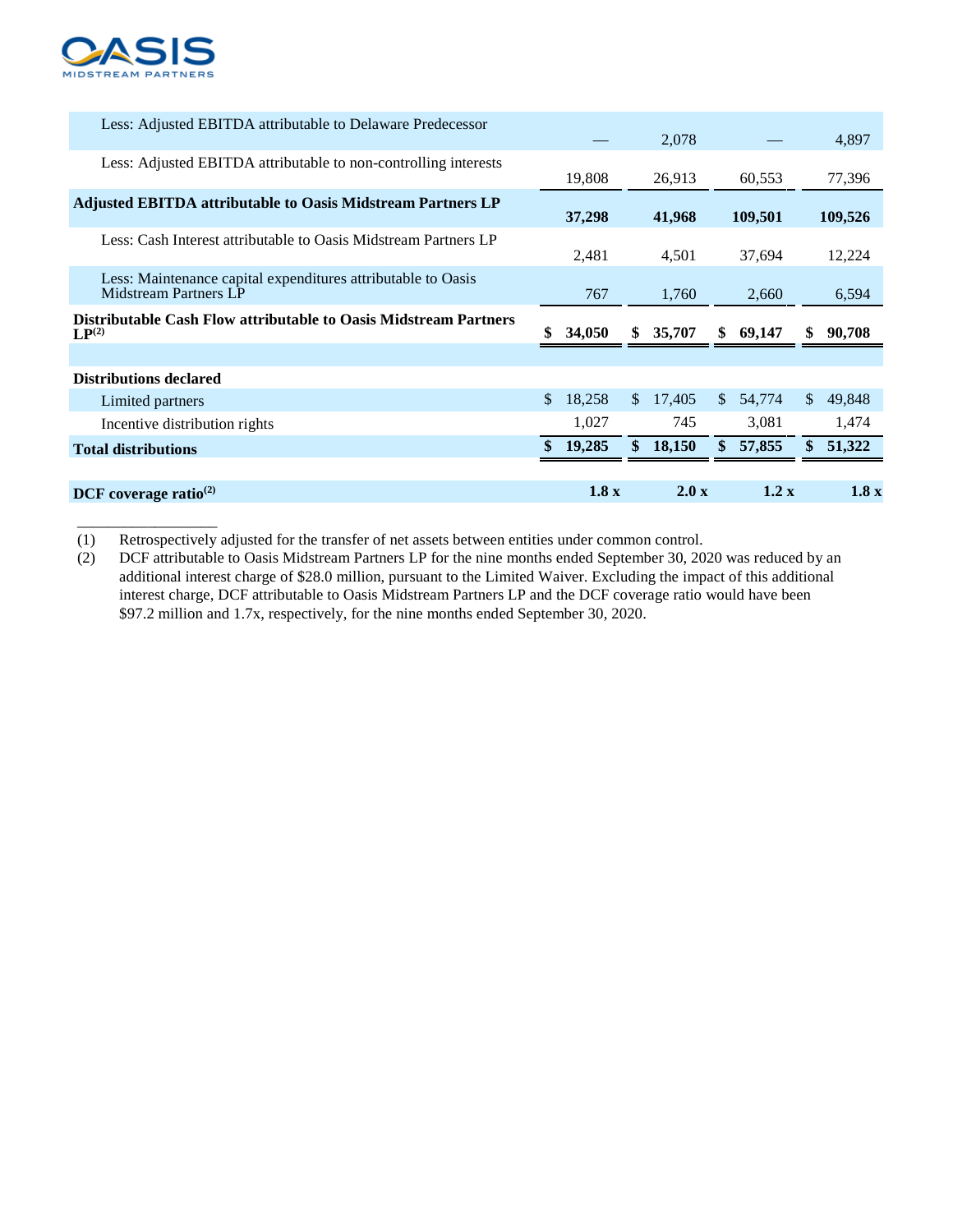| | | | | |
|---|---|---|---|---|
| Less: Adjusted EBITDA attributable to Delaware Predecessor | — | 2,078 | — | 4,897 |
| Less: Adjusted EBITDA attributable to non-controlling interests | 19,808 | 26,913 | 60,553 | 77,396 |
| **Adjusted EBITDA attributable to Oasis Midstream Partners LP** | **37,298** | **41,968** | **109,501** | **109,526** |
| Less: Cash Interest attributable to Oasis Midstream Partners LP | 2,481 | 4,501 | 37,694 | 12,224 |
| Less: Maintenance capital expenditures attributable to Oasis Midstream Partners LP | 767 | 1,760 | 2,660 | 6,594 |
| **Distributable Cash Flow attributable to Oasis Midstream Partners LP[(2)]** | **$ 34,050** | **$ 35,707** | **$ 69,147** | **$ 90,708** |
| | | | | |
| **Distributions declared** | | | | |
| Limited partners | $ 18,258 | $ 17,405 | $ 54,774 | $ 49,848 |
| Incentive distribution rights | 1,027 | 745 | 3,081 | 1,474 |
| **Total distributions** | **$ 19,285** | **$ 18,150** | **$ 57,855** | **$ 51,322** |
| | | | | |
| **DCF coverage ratio[(2)]** | **1.8 x** | **2.0 x** | **1.2 x** | **1.8 x** |

(1) Retrospectively adjusted for the transfer of net assets between entities under common control.

(2) DCF attributable to Oasis Midstream Partners LP for the nine months ended September 30, 2020 was reduced by an additional interest charge of $28.0 million, pursuant to the Limited Waiver. Excluding the impact of this additional interest charge, DCF attributable to Oasis Midstream Partners LP and the DCF coverage ratio would have been $97.2 million and 1.7x, respectively, for the nine months ended September 30, 2020.